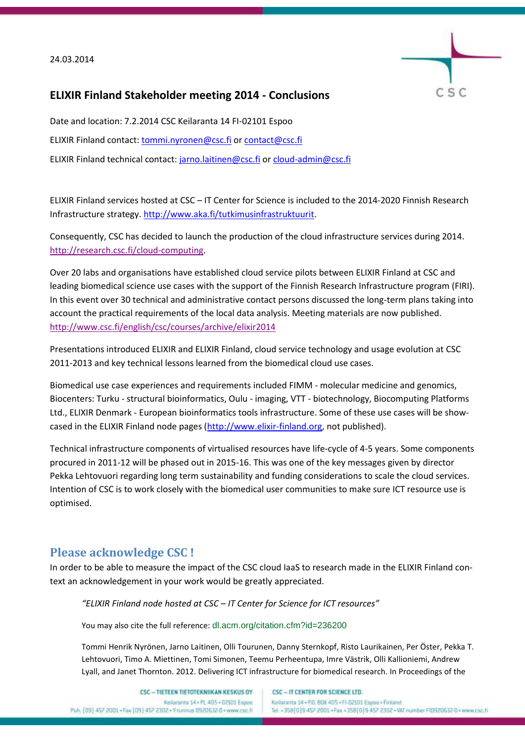24.03.2014

## ELIXIR Finland Stakeholder meeting 2014 - Conclusions

Date and location: 7.2.2014 CSC Keilaranta 14 FI-02101 Espoo

ELIXIR Finland contact: tommi.nyronen@csc.fi or contact@csc.fi

ELIXIR Finland technical contact: jarno.laitinen@csc.fi or cloud-admin@csc.fi

ELIXIR Finland services hosted at CSC – IT Center for Science is included to the 2014-2020 Finnish Research Infrastructure strategy. http://www.aka.fi/tutkimusinfrastruktuurit.

Consequently, CSC has decided to launch the production of the cloud infrastructure services during 2014. http://research.csc.fi/cloud-computing.

Over 20 labs and organisations have established cloud service pilots between ELIXIR Finland at CSC and leading biomedical science use cases with the support of the Finnish Research Infrastructure program (FIRI). In this event over 30 technical and administrative contact persons discussed the long-term plans taking into account the practical requirements of the local data analysis. Meeting materials are now published. http://www.csc.fi/english/csc/courses/archive/elixir2014

Presentations introduced ELIXIR and ELIXIR Finland, cloud service technology and usage evolution at CSC 2011-2013 and key technical lessons learned from the biomedical cloud use cases.

Biomedical use case experiences and requirements included FIMM - molecular medicine and genomics, Biocenters: Turku - structural bioinformatics, Oulu - imaging, VTT - biotechnology, Biocomputing Platforms Ltd., ELIXIR Denmark - European bioinformatics tools infrastructure. Some of these use cases will be show-cased in the ELIXIR Finland node pages (http://www.elixir-finland.org, not published).

Technical infrastructure components of virtualised resources have life-cycle of 4-5 years. Some components procured in 2011-12 will be phased out in 2015-16. This was one of the key messages given by director Pekka Lehtovuori regarding long term sustainability and funding considerations to scale the cloud services. Intention of CSC is to work closely with the biomedical user communities to make sure ICT resource use is optimised.

## Please acknowledge CSC !

In order to be able to measure the impact of the CSC cloud IaaS to research made in the ELIXIR Finland context an acknowledgement in your work would be greatly appreciated.

> *"ELIXIR Finland node hosted at CSC – IT Center for Science for ICT resources"*
>
> You may also cite the full reference: dl.acm.org/citation.cfm?id=236200
>
> Tommi Henrik Nyrönen, Jarno Laitinen, Olli Tourunen, Danny Sternkopf, Risto Laurikainen, Per Öster, Pekka T. Lehtovuori, Timo A. Miettinen, Tomi Simonen, Teemu Perheentupa, Imre Västrik, Olli Kallioniemi, Andrew Lyall, and Janet Thornton. 2012. Delivering ICT infrastructure for biomedical research. In Proceedings of the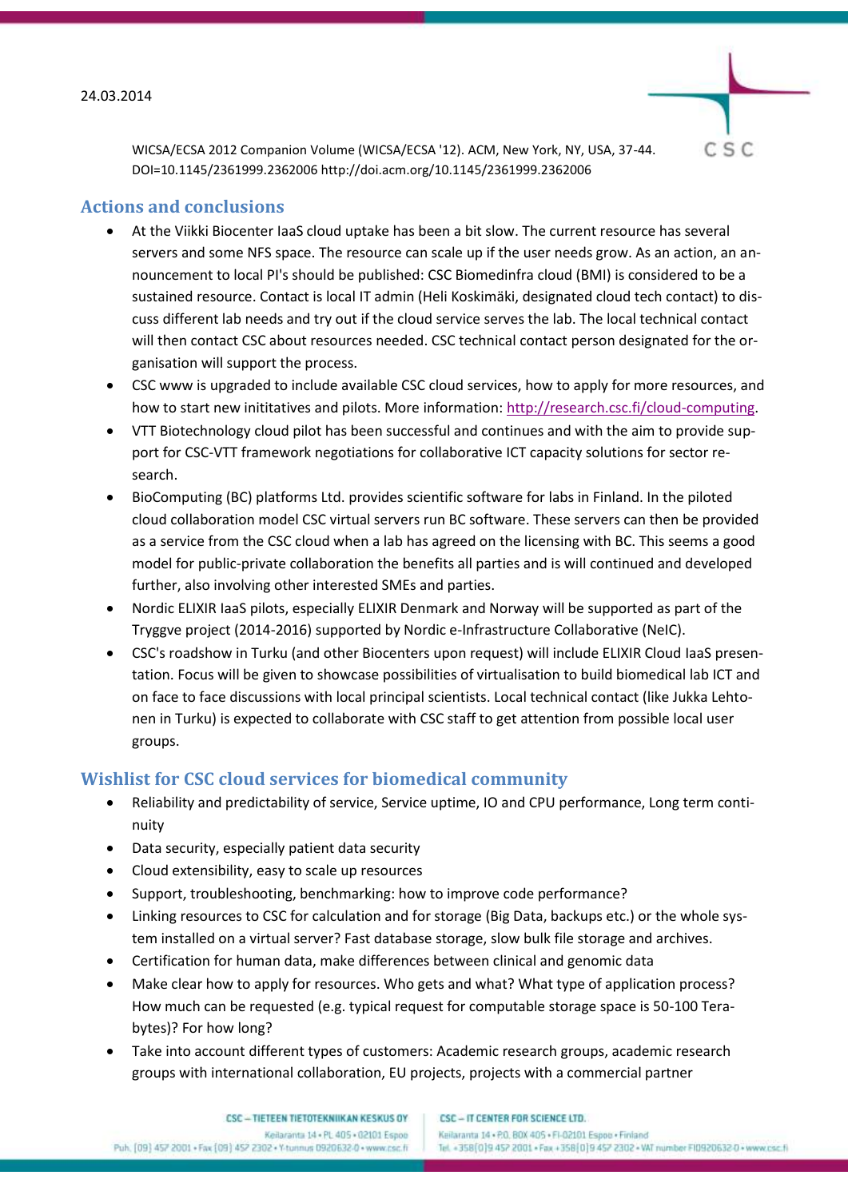WICSA/ECSA 2012 Companion Volume (WICSA/ECSA '12). ACM, New York, NY, USA, 37-44. DOI=10.1145/2361999.2362006 http://doi.acm.org/10.1145/2361999.2362006

## Actions and conclusions

- At the Viikki Biocenter IaaS cloud uptake has been a bit slow. The current resource has several servers and some NFS space. The resource can scale up if the user needs grow. As an action, an announcement to local PI's should be published: CSC Biomedinfra cloud (BMI) is considered to be a sustained resource. Contact is local IT admin (Heli Koskimäki, designated cloud tech contact) to discuss different lab needs and try out if the cloud service serves the lab. The local technical contact will then contact CSC about resources needed. CSC technical contact person designated for the organisation will support the process.
- CSC www is upgraded to include available CSC cloud services, how to apply for more resources, and how to start new inititatives and pilots. More information: http://research.csc.fi/cloud-computing.
- VTT Biotechnology cloud pilot has been successful and continues and with the aim to provide support for CSC-VTT framework negotiations for collaborative ICT capacity solutions for sector research.
- BioComputing (BC) platforms Ltd. provides scientific software for labs in Finland. In the piloted cloud collaboration model CSC virtual servers run BC software. These servers can then be provided as a service from the CSC cloud when a lab has agreed on the licensing with BC. This seems a good model for public-private collaboration the benefits all parties and is will continued and developed further, also involving other interested SMEs and parties.
- Nordic ELIXIR IaaS pilots, especially ELIXIR Denmark and Norway will be supported as part of the Tryggve project (2014-2016) supported by Nordic e-Infrastructure Collaborative (NeIC).
- CSC's roadshow in Turku (and other Biocenters upon request) will include ELIXIR Cloud IaaS presentation. Focus will be given to showcase possibilities of virtualisation to build biomedical lab ICT and on face to face discussions with local principal scientists. Local technical contact (like Jukka Lehtonen in Turku) is expected to collaborate with CSC staff to get attention from possible local user groups.

## Wishlist for CSC cloud services for biomedical community

- Reliability and predictability of service, Service uptime, IO and CPU performance, Long term continuity
- Data security, especially patient data security
- Cloud extensibility, easy to scale up resources
- Support, troubleshooting, benchmarking: how to improve code performance?
- Linking resources to CSC for calculation and for storage (Big Data, backups etc.) or the whole system installed on a virtual server? Fast database storage, slow bulk file storage and archives.
- Certification for human data, make differences between clinical and genomic data
- Make clear how to apply for resources. Who gets and what? What type of application process? How much can be requested (e.g. typical request for computable storage space is 50-100 Terabytes)? For how long?
- Take into account different types of customers: Academic research groups, academic research groups with international collaboration, EU projects, projects with a commercial partner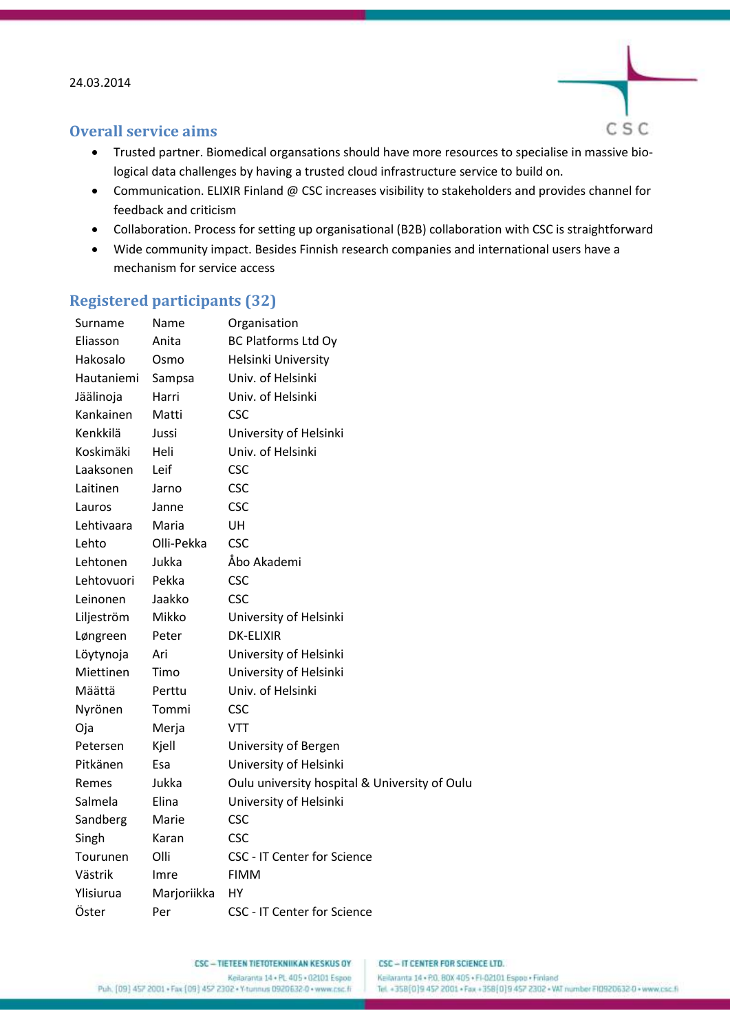24.03.2014

## Overall service aims

- Trusted partner. Biomedical organsations should have more resources to specialise in massive biological data challenges by having a trusted cloud infrastructure service to build on.
- Communication. ELIXIR Finland @ CSC increases visibility to stakeholders and provides channel for feedback and criticism
- Collaboration. Process for setting up organisational (B2B) collaboration with CSC is straightforward
- Wide community impact. Besides Finnish research companies and international users have a mechanism for service access

## Registered participants (32)

| Surname | Name | Organisation |
|---|---|---|
| Eliasson | Anita | BC Platforms Ltd Oy |
| Hakosalo | Osmo | Helsinki University |
| Hautaniemi | Sampsa | Univ. of Helsinki |
| Jäälinoja | Harri | Univ. of Helsinki |
| Kankainen | Matti | CSC |
| Kenkkilä | Jussi | University of Helsinki |
| Koskimäki | Heli | Univ. of Helsinki |
| Laaksonen | Leif | CSC |
| Laitinen | Jarno | CSC |
| Lauros | Janne | CSC |
| Lehtivaara | Maria | UH |
| Lehto | Olli-Pekka | CSC |
| Lehtonen | Jukka | Åbo Akademi |
| Lehtovuori | Pekka | CSC |
| Leinonen | Jaakko | CSC |
| Liljeström | Mikko | University of Helsinki |
| Løngreen | Peter | DK-ELIXIR |
| Löytynoja | Ari | University of Helsinki |
| Miettinen | Timo | University of Helsinki |
| Määttä | Perttu | Univ. of Helsinki |
| Nyrönen | Tommi | CSC |
| Oja | Merja | VTT |
| Petersen | Kjell | University of Bergen |
| Pitkänen | Esa | University of Helsinki |
| Remes | Jukka | Oulu university hospital & University of Oulu |
| Salmela | Elina | University of Helsinki |
| Sandberg | Marie | CSC |
| Singh | Karan | CSC |
| Tourunen | Olli | CSC - IT Center for Science |
| Västrik | Imre | FIMM |
| Ylisiurua | Marjoriikka | HY |
| Öster | Per | CSC - IT Center for Science |